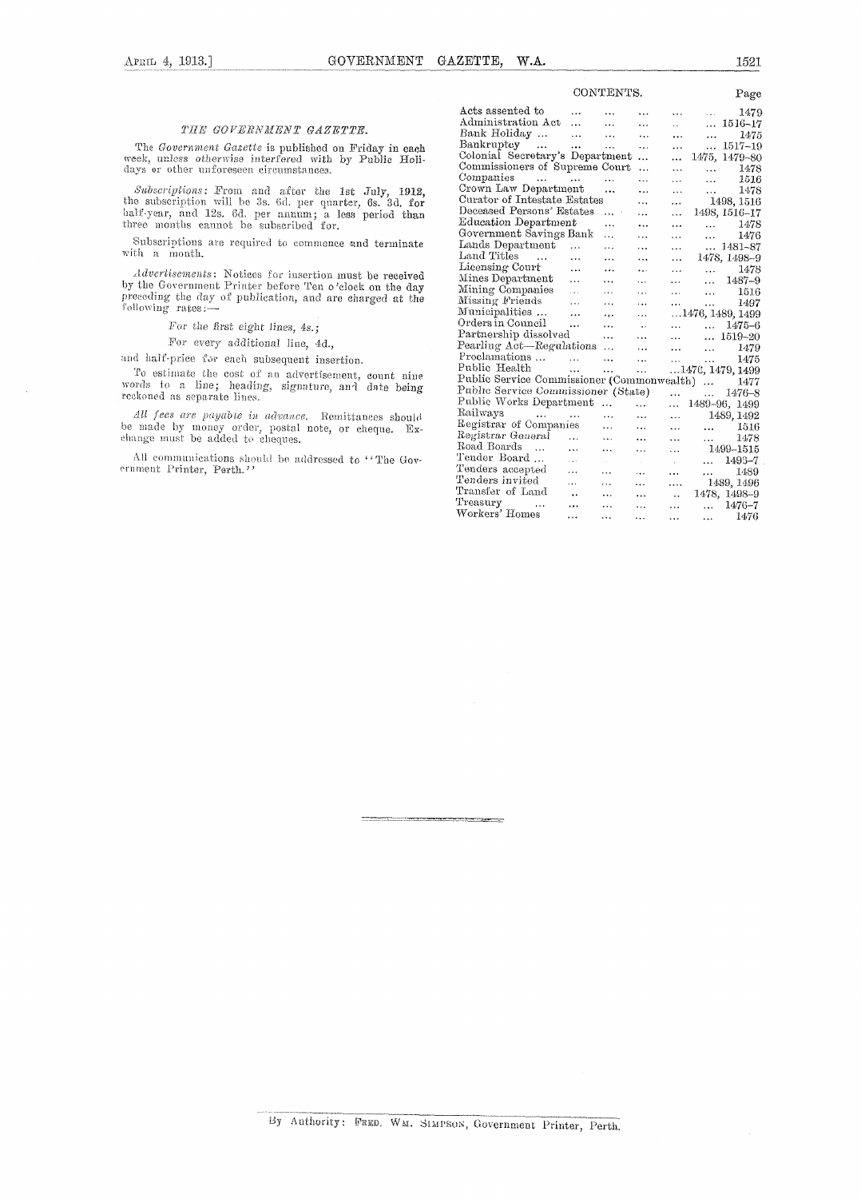## *THE GOVERNMENT GAZETTE.*

The *Government Gazette* is published on Friday in each week, unless *otherwise interfered* with by Public Holidays or other unforeseen circumstances.

*Subscriptions:* From and after the 1st July, 1912, the subscription will be 3s. 6d. per quarter, 6s. 3d. for half-year, and 12s. 6d. per annum; a less period than three months cannot be subscribed for.

Subscriptions are required to commence and terminate with a month.

*Advertisements:* Notices for insertion must be received by the Government Printer before Ten o'clock on the day preceding the day of publication, and are charged at the following rates:—

*For the first eight lines, 4s.;*

*For every additional line, 4d.,*

and half-price for each subsequent insertion.

To estimate the cost of an advertisement, count nine words to a line; heading, signature, and date being reckoned as separate lines.

*All fees are payable in advance.* Remittances should be made by money order, postal note, or cheque. Exchange must be added to cheques.

All communications should be addressed to "The Government Printer, Perth."

## CONTENTS.

| | Page |
|---|---|
| Acts assented to | 1479 |
| Administration Act | 1516–17 |
| Bank Holiday | 1475 |
| Bankruptcy | 1517–19 |
| Colonial Secretary's Department | 1475, 1479–80 |
| Commissioners of Supreme Court | 1478 |
| Companies | 1516 |
| Crown Law Department | 1478 |
| Curator of Intestate Estates | 1498, 1516 |
| Deceased Persons' Estates | 1498, 1516–17 |
| Education Department | 1478 |
| Government Savings Bank | 1476 |
| Lands Department | 1481–87 |
| Land Titles | 1478, 1498–9 |
| Licensing Court | 1478 |
| Mines Department | 1487–9 |
| Mining Companies | 1516 |
| Missing Friends | 1497 |
| Municipalities | 1476, 1489, 1499 |
| Orders in Council | 1475–6 |
| Partnership dissolved | 1519–20 |
| Pearling Act—Regulations | 1479 |
| Proclamations | 1475 |
| Public Health | 1476, 1479, 1499 |
| Public Service Commissioner (Commonwealth) | 1477 |
| Public Service Commissioner (State) | 1476–8 |
| Public Works Department | 1489–96, 1499 |
| Railways | 1489, 1492 |
| Registrar of Companies | 1516 |
| Registrar General | 1478 |
| Road Boards | 1499–1515 |
| Tender Board | 1495–7 |
| Tenders accepted | 1489 |
| Tenders invited | 1489, 1496 |
| Transfer of Land | 1478, 1498–9 |
| Treasury | 1476–7 |
| Workers' Homes | 1476 |

By Authority: FRED. WM. SIMPSON, Government Printer, Perth.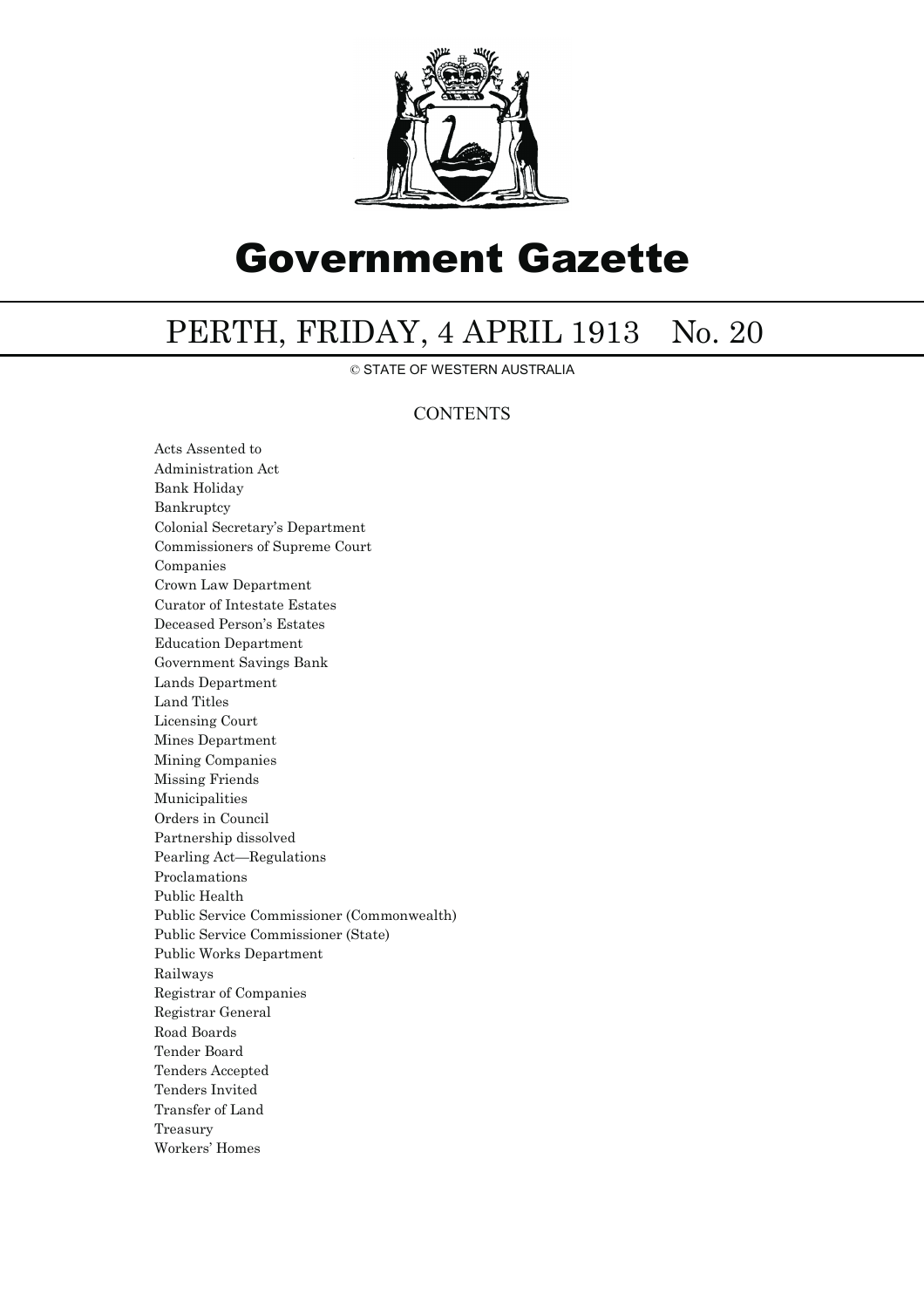# Government Gazette

## PERTH, FRIDAY, 4 APRIL 1913 No. 20

© STATE OF WESTERN AUSTRALIA

### CONTENTS

Acts Assented to
Administration Act
Bank Holiday
Bankruptcy
Colonial Secretary's Department
Commissioners of Supreme Court
Companies
Crown Law Department
Curator of Intestate Estates
Deceased Person's Estates
Education Department
Government Savings Bank
Lands Department
Land Titles
Licensing Court
Mines Department
Mining Companies
Missing Friends
Municipalities
Orders in Council
Partnership dissolved
Pearling Act—Regulations
Proclamations
Public Health
Public Service Commissioner (Commonwealth)
Public Service Commissioner (State)
Public Works Department
Railways
Registrar of Companies
Registrar General
Road Boards
Tender Board
Tenders Accepted
Tenders Invited
Transfer of Land
Treasury
Workers' Homes